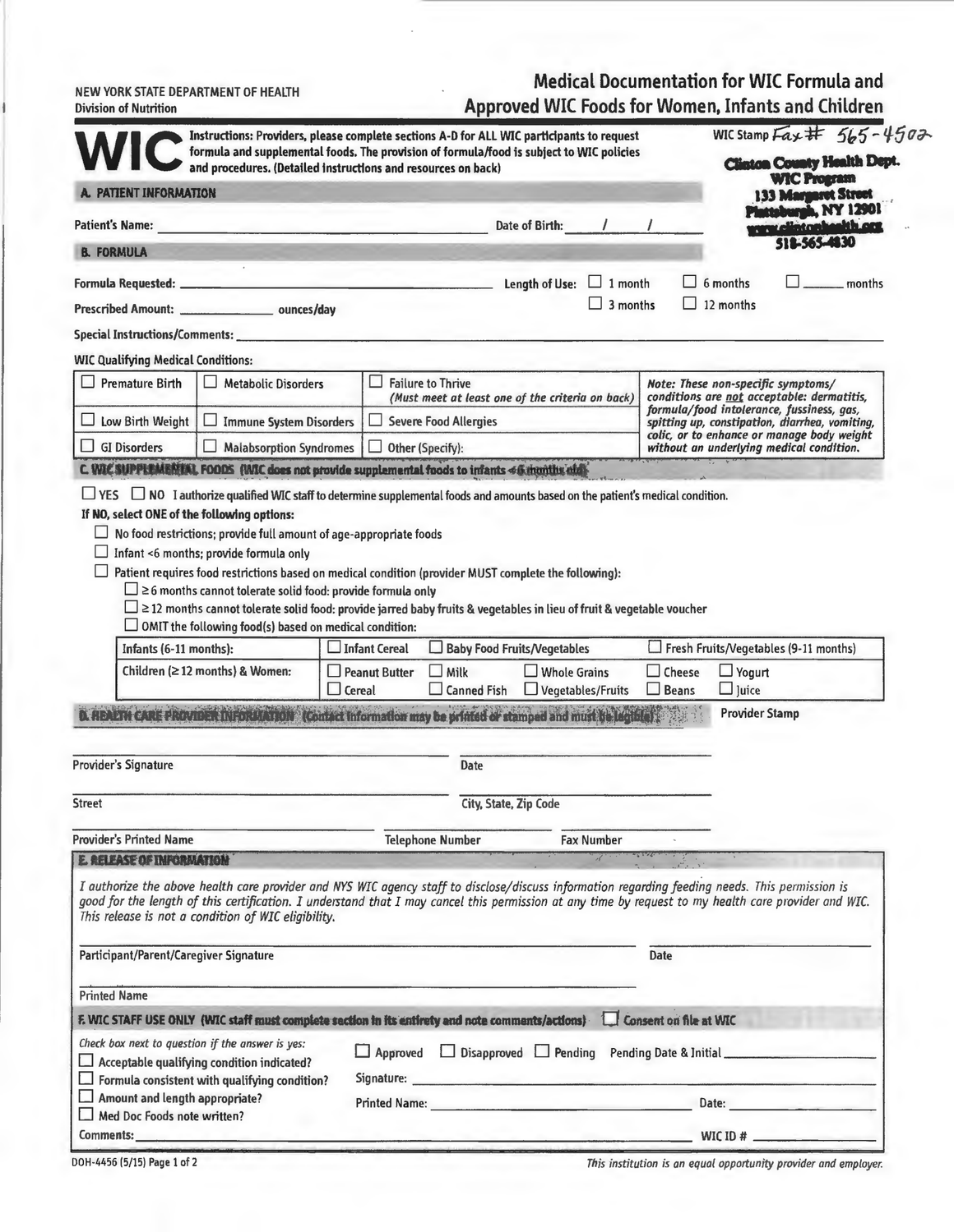NEW YORK STATE DEPARTMENT OF HEALTH
Division of Nutrition

# Medical Documentation for WIC Formula and Approved WIC Foods for Women, Infants and Children

**WIC** Instructions: Providers, please complete sections A-D for ALL WIC participants to request formula and supplemental foods. The provision of formula/food is subject to WIC policies and procedures. (Detailed instructions and resources on back)

WIC Stamp Fax # 565-4502

**Clinton County Health Dept.**
**WIC Program**
**133 Margaret Street**
**Plattsburgh, NY 12901**
**www.clintonhealth.org**
**518-565-4830**

## A. PATIENT INFORMATION

Patient's Name: ______________________ Date of Birth: ____/____/____

## B. FORMULA

Formula Requested: ______________________ Length of Use: ☐ 1 month ☐ 6 months ☐ ______ months

Prescribed Amount: __________ ounces/day ☐ 3 months ☐ 12 months

Special Instructions/Comments: ______________________

WIC Qualifying Medical Conditions:

| | | | |
|---|---|---|---|
| ☐ Premature Birth | ☐ Metabolic Disorders | ☐ Failure to Thrive *(Must meet at least one of the criteria on back)* | *Note: These non-specific symptoms/ conditions are not acceptable: dermatitis, formula/food intolerance, fussiness, gas, spitting up, constipation, diarrhea, vomiting, colic, or to enhance or manage body weight without an underlying medical condition.* |
| ☐ Low Birth Weight | ☐ Immune System Disorders | ☐ Severe Food Allergies | |
| ☐ GI Disorders | ☐ Malabsorption Syndromes | ☐ Other (Specify): | |

## C. WIC SUPPLEMENTAL FOODS (WIC does not provide supplemental foods to infants <6 months old)

☐ YES ☐ NO I authorize qualified WIC staff to determine supplemental foods and amounts based on the patient's medical condition.

**If NO, select ONE of the following options:**

- ☐ No food restrictions; provide full amount of age-appropriate foods
- ☐ Infant <6 months; provide formula only
- ☐ Patient requires food restrictions based on medical condition (provider MUST complete the following):
  - ☐ ≥ 6 months cannot tolerate solid food: provide formula only
  - ☐ ≥ 12 months cannot tolerate solid food: provide jarred baby fruits & vegetables in lieu of fruit & vegetable voucher
  - ☐ OMIT the following food(s) based on medical condition:

| | | | | | |
|---|---|---|---|---|---|
| Infants (6-11 months): | ☐ Infant Cereal | ☐ Baby Food Fruits/Vegetables | | ☐ Fresh Fruits/Vegetables (9-11 months) | |
| Children (≥ 12 months) & Women: | ☐ Peanut Butter<br>☐ Cereal | ☐ Milk<br>☐ Canned Fish | ☐ Whole Grains<br>☐ Vegetables/Fruits | ☐ Cheese<br>☐ Beans | ☐ Yogurt<br>☐ Juice |

## D. HEALTH CARE PROVIDER INFORMATION (Contact information may be printed or stamped and must be legible)

Provider Stamp

Provider's Signature ______________________ Date ______________________

Street ______________________ City, State, Zip Code ______________________

Provider's Printed Name ______________________ Telephone Number ______________________ Fax Number ______________________

## E. RELEASE OF INFORMATION

*I authorize the above health care provider and NYS WIC agency staff to disclose/discuss information regarding feeding needs. This permission is good for the length of this certification. I understand that I may cancel this permission at any time by request to my health care provider and WIC. This release is not a condition of WIC eligibility.*

Participant/Parent/Caregiver Signature ______________________ Date ______________________

Printed Name ______________________

## F. WIC STAFF USE ONLY (WIC staff must complete section in its entirety and note comments/actions) ☐ Consent on file at WIC

*Check box next to question if the answer is yes:*

- ☐ Acceptable qualifying condition indicated?
- ☐ Formula consistent with qualifying condition?
- ☐ Amount and length appropriate?
- ☐ Med Doc Foods note written?

☐ Approved ☐ Disapproved ☐ Pending Pending Date & Initial ______________________

Signature: ______________________

Printed Name: ______________________ Date: ______________________

Comments: ______________________ WIC ID # ______________________

DOH-4456 (5/15) Page 1 of 2

*This institution is an equal opportunity provider and employer.*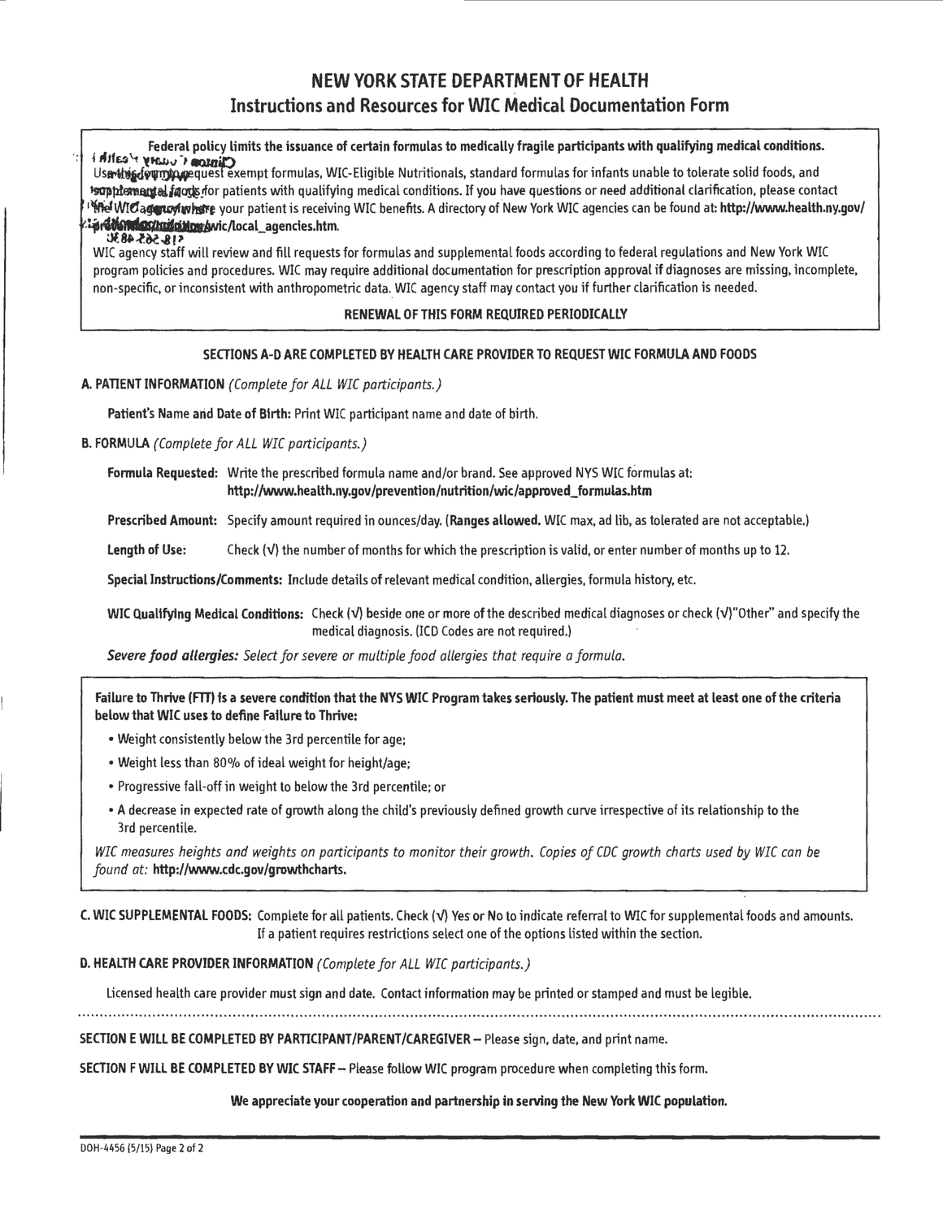# NEW YORK STATE DEPARTMENT OF HEALTH

## Instructions and Resources for WIC Medical Documentation Form

**Federal policy limits the issuance of certain formulas to medically fragile participants with qualifying medical conditions.**

Use this form to request exempt formulas, WIC-Eligible Nutritionals, standard formulas for infants unable to tolerate solid foods, and supplemental foods for patients with qualifying medical conditions. If you have questions or need additional clarification, please contact the WIC agency where your patient is receiving WIC benefits. A directory of New York WIC agencies can be found at: **http://www.health.ny.gov/prevention/nutrition/wic/local_agencies.htm.**

WIC agency staff will review and fill requests for formulas and supplemental foods according to federal regulations and New York WIC program policies and procedures. WIC may require additional documentation for prescription approval if diagnoses are missing, incomplete, non-specific, or inconsistent with anthropometric data. WIC agency staff may contact you if further clarification is needed.

**RENEWAL OF THIS FORM REQUIRED PERIODICALLY**

**SECTIONS A-D ARE COMPLETED BY HEALTH CARE PROVIDER TO REQUEST WIC FORMULA AND FOODS**

**A. PATIENT INFORMATION** *(Complete for ALL WIC participants.)*

**Patient's Name and Date of Birth:** Print WIC participant name and date of birth.

**B. FORMULA** *(Complete for ALL WIC participants.)*

**Formula Requested:** Write the prescribed formula name and/or brand. See approved NYS WIC formulas at: **http://www.health.ny.gov/prevention/nutrition/wic/approved_formulas.htm**

**Prescribed Amount:** Specify amount required in ounces/day. (**Ranges allowed.** WIC max, ad lib, as tolerated are not acceptable.)

**Length of Use:** Check (√) the number of months for which the prescription is valid, or enter number of months up to 12.

**Special Instructions/Comments:** Include details of relevant medical condition, allergies, formula history, etc.

**WIC Qualifying Medical Conditions:** Check (√) beside one or more of the described medical diagnoses or check (√)"Other" and specify the medical diagnosis. (ICD Codes are not required.)

***Severe food allergies:*** *Select for severe or multiple food allergies that require a formula.*

**Failure to Thrive (FTT) is a severe condition that the NYS WIC Program takes seriously. The patient must meet at least one of the criteria below that WIC uses to define Failure to Thrive:**

- Weight consistently below the 3rd percentile for age;
- Weight less than 80% of ideal weight for height/age;
- Progressive fall-off in weight to below the 3rd percentile; or
- A decrease in expected rate of growth along the child's previously defined growth curve irrespective of its relationship to the 3rd percentile.

*WIC measures heights and weights on participants to monitor their growth. Copies of CDC growth charts used by WIC can be found at:* **http://www.cdc.gov/growthcharts.**

**C. WIC SUPPLEMENTAL FOODS:** Complete for all patients. Check (√) Yes or No to indicate referral to WIC for supplemental foods and amounts. If a patient requires restrictions select one of the options listed within the section.

**D. HEALTH CARE PROVIDER INFORMATION** *(Complete for ALL WIC participants.)*

Licensed health care provider must sign and date. Contact information may be printed or stamped and must be legible.

---

**SECTION E WILL BE COMPLETED BY PARTICIPANT/PARENT/CAREGIVER –** Please sign, date, and print name.

**SECTION F WILL BE COMPLETED BY WIC STAFF –** Please follow WIC program procedure when completing this form.

**We appreciate your cooperation and partnership in serving the New York WIC population.**

DOH-4456 (5/15) Page 2 of 2